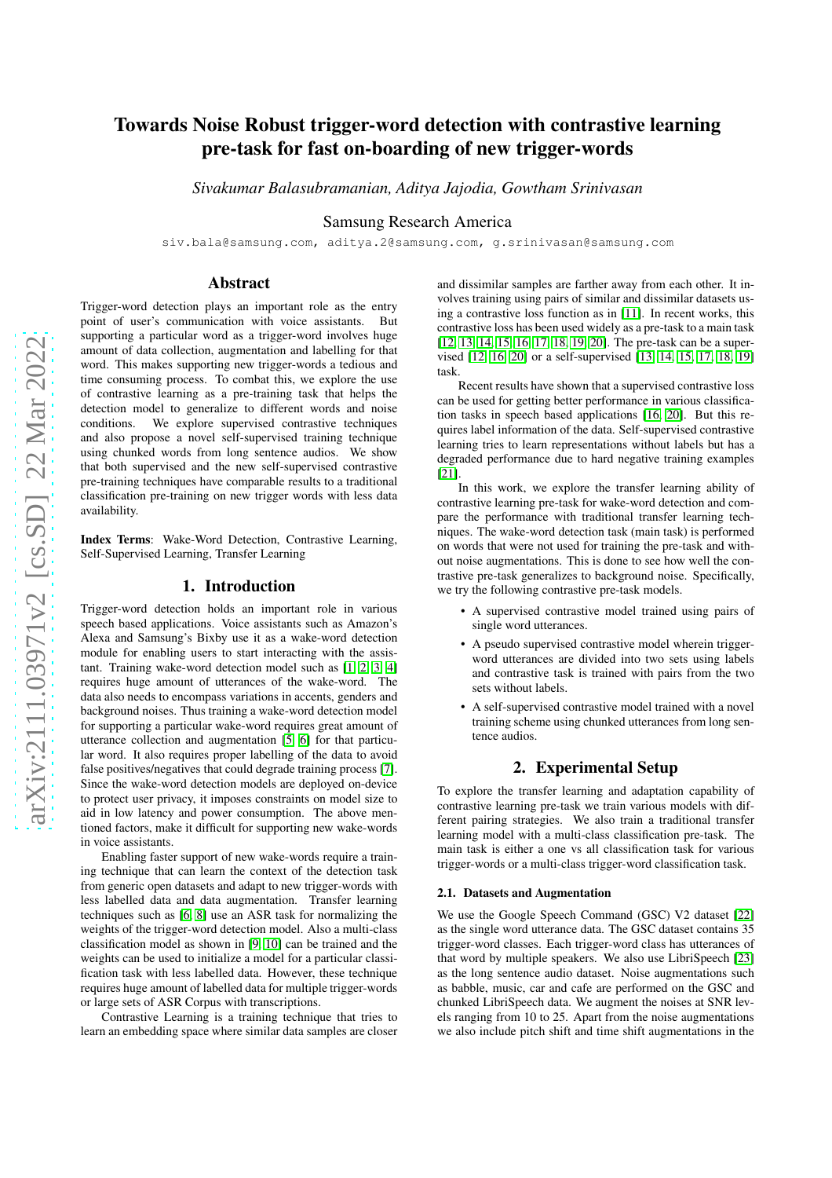# Towards Noise Robust trigger-word detection with contrastive learning pre-task for fast on-boarding of new trigger-words

*Sivakumar Balasubramanian, Aditya Jajodia, Gowtham Srinivasan*

Samsung Research America

siv.bala@samsung.com, aditya.2@samsung.com, g.srinivasan@samsung.com

## Abstract

Trigger-word detection plays an important role as the entry point of user's communication with voice assistants. But supporting a particular word as a trigger-word involves huge amount of data collection, augmentation and labelling for that word. This makes supporting new trigger-words a tedious and time consuming process. To combat this, we explore the use of contrastive learning as a pre-training task that helps the detection model to generalize to different words and noise conditions. We explore supervised contrastive techniques and also propose a novel self-supervised training technique using chunked words from long sentence audios. We show that both supervised and the new self-supervised contrastive pre-training techniques have comparable results to a traditional classification pre-training on new trigger words with less data availability.

**Index Terms**: Wake-Word Detection, Contrastive Learning, Self-Supervised Learning, Transfer Learning

## 1. Introduction

Trigger-word detection holds an important role in various speech based applications. Voice assistants such as Amazon's Alexa and Samsung's Bixby use it as a wake-word detection module for enabling users to start interacting with the assistant. Training wake-word detection model such as [1, 2, 3, 4] requires huge amount of utterances of the wake-word. The data also needs to encompass variations in accents, genders and background noises. Thus training a wake-word detection model for supporting a particular wake-word requires great amount of utterance collection and augmentation [5, 6] for that particular word. It also requires proper labelling of the data to avoid false positives/negatives that could degrade training process [7]. Since the wake-word detection models are deployed on-device to protect user privacy, it imposes constraints on model size to aid in low latency and power consumption. The above mentioned factors, make it difficult for supporting new wake-words in voice assistants.

Enabling faster support of new wake-words require a training technique that can learn the context of the detection task from generic open datasets and adapt to new trigger-words with less labelled data and data augmentation. Transfer learning techniques such as [6, 8] use an ASR task for normalizing the weights of the trigger-word detection model. Also a multi-class classification model as shown in [9, 10] can be trained and the weights can be used to initialize a model for a particular classification task with less labelled data. However, these technique requires huge amount of labelled data for multiple trigger-words or large sets of ASR Corpus with transcriptions.

Contrastive Learning is a training technique that tries to learn an embedding space where similar data samples are closer and dissimilar samples are farther away from each other. It involves training using pairs of similar and dissimilar datasets using a contrastive loss function as in [11]. In recent works, this contrastive loss has been used widely as a pre-task to a main task [12, 13, 14, 15, 16, 17, 18, 19, 20]. The pre-task can be a supervised [12, 16, 20] or a self-supervised [13, 14, 15, 17, 18, 19] task.

Recent results have shown that a supervised contrastive loss can be used for getting better performance in various classification tasks in speech based applications [16, 20]. But this requires label information of the data. Self-supervised contrastive learning tries to learn representations without labels but has a degraded performance due to hard negative training examples [21].

In this work, we explore the transfer learning ability of contrastive learning pre-task for wake-word detection and compare the performance with traditional transfer learning techniques. The wake-word detection task (main task) is performed on words that were not used for training the pre-task and without noise augmentations. This is done to see how well the contrastive pre-task generalizes to background noise. Specifically, we try the following contrastive pre-task models.

- A supervised contrastive model trained using pairs of single word utterances.
- A pseudo supervised contrastive model wherein trigger-word utterances are divided into two sets using labels and contrastive task is trained with pairs from the two sets without labels.
- A self-supervised contrastive model trained with a novel training scheme using chunked utterances from long sentence audios.

## 2. Experimental Setup

To explore the transfer learning and adaptation capability of contrastive learning pre-task we train various models with different pairing strategies. We also train a traditional transfer learning model with a multi-class classification pre-task. The main task is either a one vs all classification task for various trigger-words or a multi-class trigger-word classification task.

### 2.1. Datasets and Augmentation

We use the Google Speech Command (GSC) V2 dataset [22] as the single word utterance data. The GSC dataset contains 35 trigger-word classes. Each trigger-word class has utterances of that word by multiple speakers. We also use LibriSpeech [23] as the long sentence audio dataset. Noise augmentations such as babble, music, car and cafe are performed on the GSC and chunked LibriSpeech data. We augment the noises at SNR levels ranging from 10 to 25. Apart from the noise augmentations we also include pitch shift and time shift augmentations in the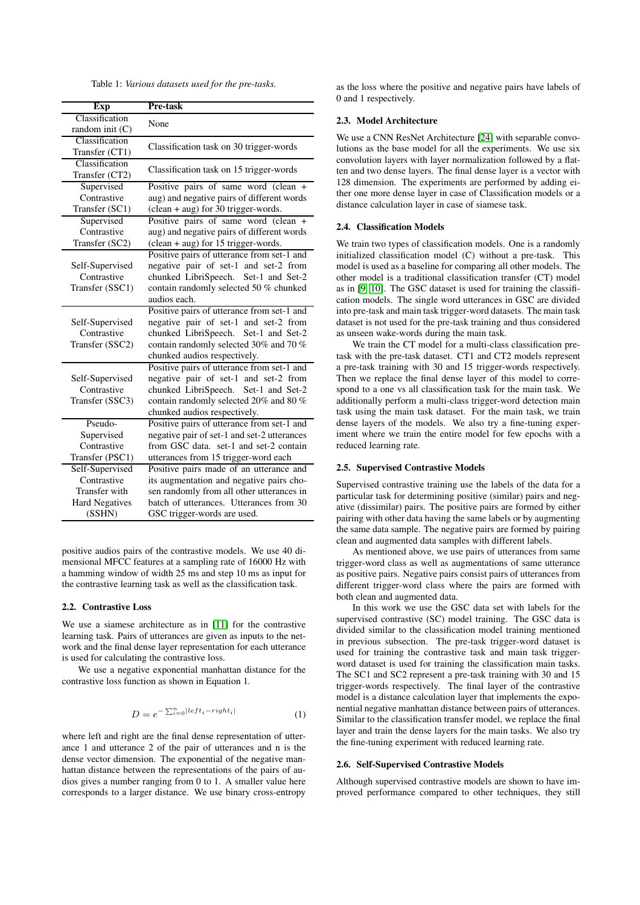Table 1: *Various datasets used for the pre-tasks.*

| Exp | Pre-task |
|---|---|
| Classification random init (C) | None |
| Classification Transfer (CT1) | Classification task on 30 trigger-words |
| Classification Transfer (CT2) | Classification task on 15 trigger-words |
| Supervised Contrastive Transfer (SC1) | Positive pairs of same word (clean + aug) and negative pairs of different words (clean + aug) for 30 trigger-words. |
| Supervised Contrastive Transfer (SC2) | Positive pairs of same word (clean + aug) and negative pairs of different words (clean + aug) for 15 trigger-words. |
| Self-Supervised Contrastive Transfer (SSC1) | Positive pairs of utterance from set-1 and negative pair of set-1 and set-2 from chunked LibriSpeech. Set-1 and Set-2 contain randomly selected 50 % chunked audios each. |
| Self-Supervised Contrastive Transfer (SSC2) | Positive pairs of utterance from set-1 and negative pair of set-1 and set-2 from chunked LibriSpeech. Set-1 and Set-2 contain randomly selected 30% and 70 % chunked audios respectively. |
| Self-Supervised Contrastive Transfer (SSC3) | Positive pairs of utterance from set-1 and negative pair of set-1 and set-2 from chunked LibriSpeech. Set-1 and Set-2 contain randomly selected 20% and 80 % chunked audios respectively. |
| Pseudo-Supervised Contrastive Transfer (PSC1) | Positive pairs of utterance from set-1 and negative pair of set-1 and set-2 utterances from GSC data. set-1 and set-2 contain utterances from 15 trigger-word each |
| Self-Supervised Contrastive Transfer with Hard Negatives (SSHN) | Positive pairs made of an utterance and its augmentation and negative pairs chosen randomly from all other utterances in batch of utterances. Utterances from 30 GSC trigger-words are used. |

positive audios pairs of the contrastive models. We use 40 dimensional MFCC features at a sampling rate of 16000 Hz with a hamming window of width 25 ms and step 10 ms as input for the contrastive learning task as well as the classification task.

### 2.2. Contrastive Loss

We use a siamese architecture as in [11] for the contrastive learning task. Pairs of utterances are given as inputs to the network and the final dense layer representation for each utterance is used for calculating the contrastive loss.

We use a negative exponential manhattan distance for the contrastive loss function as shown in Equation 1.

$$D = e^{-\sum_{i=0}^{n}|left_i - right_i|} \tag{1}$$

where left and right are the final dense representation of utterance 1 and utterance 2 of the pair of utterances and n is the dense vector dimension. The exponential of the negative manhattan distance between the representations of the pairs of audios gives a number ranging from 0 to 1. A smaller value here corresponds to a larger distance. We use binary cross-entropy as the loss where the positive and negative pairs have labels of 0 and 1 respectively.

### 2.3. Model Architecture

We use a CNN ResNet Architecture [24] with separable convolutions as the base model for all the experiments. We use six convolution layers with layer normalization followed by a flatten and two dense layers. The final dense layer is a vector with 128 dimension. The experiments are performed by adding either one more dense layer in case of Classification models or a distance calculation layer in case of siamese task.

### 2.4. Classification Models

We train two types of classification models. One is a randomly initialized classification model (C) without a pre-task. This model is used as a baseline for comparing all other models. The other model is a traditional classification transfer (CT) model as in [9] [10]. The GSC dataset is used for training the classification models. The single word utterances in GSC are divided into pre-task and main task trigger-word datasets. The main task dataset is not used for the pre-task training and thus considered as unseen wake-words during the main task.

We train the CT model for a multi-class classification pre-task with the pre-task dataset. CT1 and CT2 models represent a pre-task training with 30 and 15 trigger-words respectively. Then we replace the final dense layer of this model to correspond to a one vs all classification task for the main task. We additionally perform a multi-class trigger-word detection main task using the main task dataset. For the main task, we train dense layers of the models. We also try a fine-tuning experiment where we train the entire model for few epochs with a reduced learning rate.

### 2.5. Supervised Contrastive Models

Supervised contrastive training use the labels of the data for a particular task for determining positive (similar) pairs and negative (dissimilar) pairs. The positive pairs are formed by either pairing with other data having the same labels or by augmenting the same data sample. The negative pairs are formed by pairing clean and augmented data samples with different labels.

As mentioned above, we use pairs of utterances from same trigger-word class as well as augmentations of same utterance as positive pairs. Negative pairs consist pairs of utterances from different trigger-word class where the pairs are formed with both clean and augmented data.

In this work we use the GSC data set with labels for the supervised contrastive (SC) model training. The GSC data is divided similar to the classification model training mentioned in previous subsection. The pre-task trigger-word dataset is used for training the contrastive task and main task trigger-word dataset is used for training the classification main tasks. The SC1 and SC2 represent a pre-task training with 30 and 15 trigger-words respectively. The final layer of the contrastive model is a distance calculation layer that implements the exponential negative manhattan distance between pairs of utterances. Similar to the classification transfer model, we replace the final layer and train the dense layers for the main tasks. We also try the fine-tuning experiment with reduced learning rate.

### 2.6. Self-Supervised Contrastive Models

Although supervised contrastive models are shown to have improved performance compared to other techniques, they still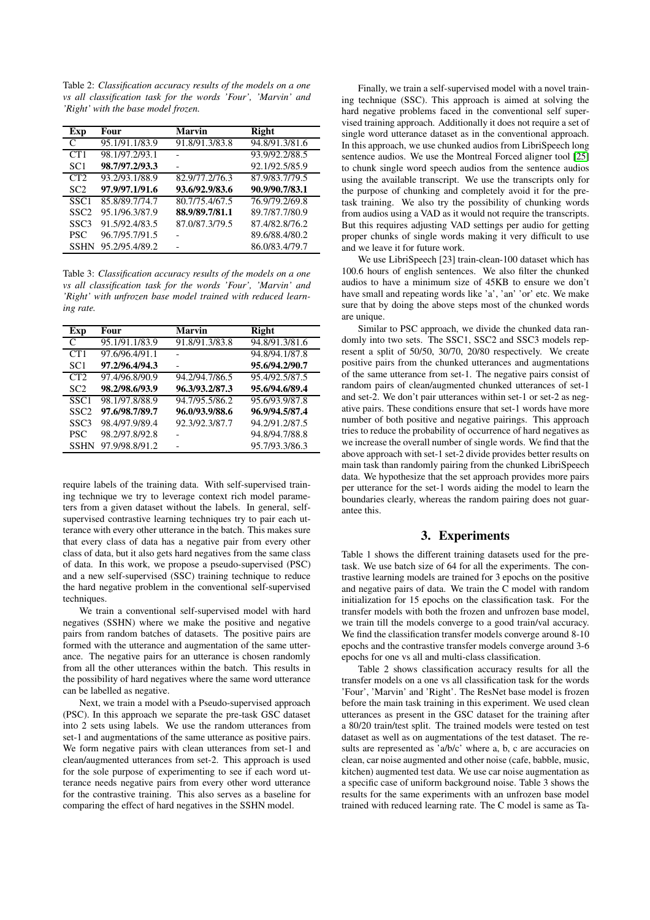Table 2: *Classification accuracy results of the models on a one vs all classification task for the words 'Four', 'Marvin' and 'Right' with the base model frozen.*

| Exp | Four | Marvin | Right |
|---|---|---|---|
| C | 95.1/91.1/83.9 | 91.8/91.3/83.8 | 94.8/91.3/81.6 |
| CT1 | 98.1/97.2/93.1 | - | 93.9/92.2/88.5 |
| SC1 | **98.7/97.2/93.3** | - | 92.1/92.5/85.9 |
| CT2 | 93.2/93.1/88.9 | 82.9/77.2/76.3 | 87.9/83.7/79.5 |
| SC2 | **97.9/97.1/91.6** | **93.6/92.9/83.6** | **90.9/90.7/83.1** |
| SSC1 | 85.8/89.7/74.7 | 80.7/75.4/67.5 | 76.9/79.2/69.8 |
| SSC2 | 95.1/96.3/87.9 | **88.9/89.7/81.1** | 89.7/87.7/80.9 |
| SSC3 | 91.5/92.4/83.5 | 87.0/87.3/79.5 | 87.4/82.8/76.2 |
| PSC | 96.7/95.7/91.5 | - | 89.6/88.4/80.2 |
| SSHN | 95.2/95.4/89.2 | - | 86.0/83.4/79.7 |

Table 3: *Classification accuracy results of the models on a one vs all classification task for the words 'Four', 'Marvin' and 'Right' with unfrozen base model trained with reduced learning rate.*

| Exp | Four | Marvin | Right |
|---|---|---|---|
| C | 95.1/91.1/83.9 | 91.8/91.3/83.8 | 94.8/91.3/81.6 |
| CT1 | 97.6/96.4/91.1 | - | 94.8/94.1/87.8 |
| SC1 | **97.2/96.4/94.3** | - | **95.6/94.2/90.7** |
| CT2 | 97.4/96.8/90.9 | 94.2/94.7/86.5 | 95.4/92.5/87.5 |
| SC2 | **98.2/98.6/93.9** | **96.3/93.2/87.3** | **95.6/94.6/89.4** |
| SSC1 | 98.1/97.8/88.9 | 94.7/95.5/86.2 | 95.6/93.9/87.8 |
| SSC2 | **97.6/98.7/89.7** | **96.0/93.9/88.6** | **96.9/94.5/87.4** |
| SSC3 | 98.4/97.9/89.4 | 92.3/92.3/87.7 | 94.2/91.2/87.5 |
| PSC | 98.2/97.8/92.8 | - | 94.8/94.7/88.8 |
| SSHN | 97.9/98.8/91.2 | - | 95.7/93.3/86.3 |

require labels of the training data. With self-supervised training technique we try to leverage context rich model parameters from a given dataset without the labels. In general, self-supervised contrastive learning techniques try to pair each utterance with every other utterance in the batch. This makes sure that every class of data has a negative pair from every other class of data, but it also gets hard negatives from the same class of data. In this work, we propose a pseudo-supervised (PSC) and a new self-supervised (SSC) training technique to reduce the hard negative problem in the conventional self-supervised techniques.

We train a conventional self-supervised model with hard negatives (SSHN) where we make the positive and negative pairs from random batches of datasets. The positive pairs are formed with the utterance and augmentation of the same utterance. The negative pairs for an utterance is chosen randomly from all the other utterances within the batch. This results in the possibility of hard negatives where the same word utterance can be labelled as negative.

Next, we train a model with a Pseudo-supervised approach (PSC). In this approach we separate the pre-task GSC dataset into 2 sets using labels. We use the random utterances from set-1 and augmentations of the same utterance as positive pairs. We form negative pairs with clean utterances from set-1 and clean/augmented utterances from set-2. This approach is used for the sole purpose of experimenting to see if each word utterance needs negative pairs from every other word utterance for the contrastive training. This also serves as a baseline for comparing the effect of hard negatives in the SSHN model.

Finally, we train a self-supervised model with a novel training technique (SSC). This approach is aimed at solving the hard negative problems faced in the conventional self supervised training approach. Additionally it does not require a set of single word utterance dataset as in the conventional approach. In this approach, we use chunked audios from LibriSpeech long sentence audios. We use the Montreal Forced aligner tool [25] to chunk single word speech audios from the sentence audios using the available transcript. We use the transcripts only for the purpose of chunking and completely avoid it for the pre-task training. We also try the possibility of chunking words from audios using a VAD as it would not require the transcripts. But this requires adjusting VAD settings per audio for getting proper chunks of single words making it very difficult to use and we leave it for future work.

We use LibriSpeech [23] train-clean-100 dataset which has 100.6 hours of english sentences. We also filter the chunked audios to have a minimum size of 45KB to ensure we don't have small and repeating words like 'a', 'an' 'or' etc. We make sure that by doing the above steps most of the chunked words are unique.

Similar to PSC approach, we divide the chunked data randomly into two sets. The SSC1, SSC2 and SSC3 models represent a split of 50/50, 30/70, 20/80 respectively. We create positive pairs from the chunked utterances and augmentations of the same utterance from set-1. The negative pairs consist of random pairs of clean/augmented chunked utterances of set-1 and set-2. We don't pair utterances within set-1 or set-2 as negative pairs. These conditions ensure that set-1 words have more number of both positive and negative pairings. This approach tries to reduce the probability of occurrence of hard negatives as we increase the overall number of single words. We find that the above approach with set-1 set-2 divide provides better results on main task than randomly pairing from the chunked LibriSpeech data. We hypothesize that the set approach provides more pairs per utterance for the set-1 words aiding the model to learn the boundaries clearly, whereas the random pairing does not guarantee this.

## 3. Experiments

Table 1 shows the different training datasets used for the pre-task. We use batch size of 64 for all the experiments. The contrastive learning models are trained for 3 epochs on the positive and negative pairs of data. We train the C model with random initialization for 15 epochs on the classification task. For the transfer models with both the frozen and unfrozen base model, we train till the models converge to a good train/val accuracy. We find the classification transfer models converge around 8-10 epochs and the contrastive transfer models converge around 3-6 epochs for one vs all and multi-class classification.

Table 2 shows classification accuracy results for all the transfer models on a one vs all classification task for the words 'Four', 'Marvin' and 'Right'. The ResNet base model is frozen before the main task training in this experiment. We used clean utterances as present in the GSC dataset for the training after a 80/20 train/test split. The trained models were tested on test dataset as well as on augmentations of the test dataset. The results are represented as 'a/b/c' where a, b, c are accuracies on clean, car noise augmented and other noise (cafe, babble, music, kitchen) augmented test data. We use car noise augmentation as a specific case of uniform background noise. Table 3 shows the results for the same experiments with an unfrozen base model trained with reduced learning rate. The C model is same as Ta-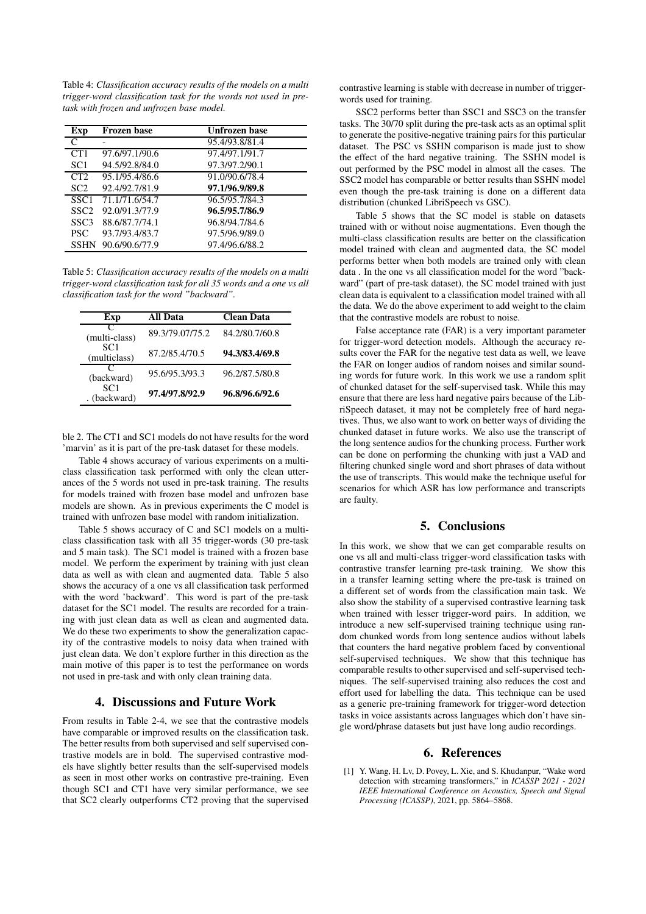Table 4: *Classification accuracy results of the models on a multi trigger-word classification task for the words not used in pre-task with frozen and unfrozen base model.*

| Exp | Frozen base | Unfrozen base |
|---|---|---|
| C | - | 95.4/93.8/81.4 |
| CT1 | 97.6/97.1/90.6 | 97.4/97.1/91.7 |
| SC1 | 94.5/92.8/84.0 | 97.3/97.2/90.1 |
| CT2 | 95.1/95.4/86.6 | 91.0/90.6/78.4 |
| SC2 | 92.4/92.7/81.9 | **97.1/96.9/89.8** |
| SSC1 | 71.1/71.6/54.7 | 96.5/95.7/84.3 |
| SSC2 | 92.0/91.3/77.9 | **96.5/95.7/86.9** |
| SSC3 | 88.6/87.7/74.1 | 96.8/94.7/84.6 |
| PSC | 93.7/93.4/83.7 | 97.5/96.9/89.0 |
| SSHN | 90.6/90.6/77.9 | 97.4/96.6/88.2 |

Table 5: *Classification accuracy results of the models on a multi trigger-word classification task for all 35 words and a one vs all classification task for the word "backward".*

| Exp | All Data | Clean Data |
|---|---|---|
| C (multi-class) | 89.3/79.07/75.2 | 84.2/80.7/60.8 |
| SC1 (multiclass) | 87.2/85.4/70.5 | **94.3/83.4/69.8** |
| C (backward) | 95.6/95.3/93.3 | 96.2/87.5/80.8 |
| SC1 . (backward) | **97.4/97.8/92.9** | **96.8/96.6/92.6** |

ble 2. The CT1 and SC1 models do not have results for the word 'marvin' as it is part of the pre-task dataset for these models.

Table 4 shows accuracy of various experiments on a multi-class classification task performed with only the clean utterances of the 5 words not used in pre-task training. The results for models trained with frozen base model and unfrozen base models are shown. As in previous experiments the C model is trained with unfrozen base model with random initialization.

Table 5 shows accuracy of C and SC1 models on a multi-class classification task with all 35 trigger-words (30 pre-task and 5 main task). The SC1 model is trained with a frozen base model. We perform the experiment by training with just clean data as well as with clean and augmented data. Table 5 also shows the accuracy of a one vs all classification task performed with the word 'backward'. This word is part of the pre-task dataset for the SC1 model. The results are recorded for a training with just clean data as well as clean and augmented data. We do these two experiments to show the generalization capacity of the contrastive models to noisy data when trained with just clean data. We don't explore further in this direction as the main motive of this paper is to test the performance on words not used in pre-task and with only clean training data.

## 4. Discussions and Future Work

From results in Table 2-4, we see that the contrastive models have comparable or improved results on the classification task. The better results from both supervised and self supervised contrastive models are in bold. The supervised contrastive models have slightly better results than the self-supervised models as seen in most other works on contrastive pre-training. Even though SC1 and CT1 have very similar performance, we see that SC2 clearly outperforms CT2 proving that the supervised contrastive learning is stable with decrease in number of trigger-words used for training.

SSC2 performs better than SSC1 and SSC3 on the transfer tasks. The 30/70 split during the pre-task acts as an optimal split to generate the positive-negative training pairs for this particular dataset. The PSC vs SSHN comparison is made just to show the effect of the hard negative training. The SSHN model is out performed by the PSC model in almost all the cases. The SSC2 model has comparable or better results than SSHN model even though the pre-task training is done on a different data distribution (chunked LibriSpeech vs GSC).

Table 5 shows that the SC model is stable on datasets trained with or without noise augmentations. Even though the multi-class classification results are better on the classification model trained with clean and augmented data, the SC model performs better when both models are trained only with clean data . In the one vs all classification model for the word "backward" (part of pre-task dataset), the SC model trained with just clean data is equivalent to a classification model trained with all the data. We do the above experiment to add weight to the claim that the contrastive models are robust to noise.

False acceptance rate (FAR) is a very important parameter for trigger-word detection models. Although the accuracy results cover the FAR for the negative test data as well, we leave the FAR on longer audios of random noises and similar sounding words for future work. In this work we use a random split of chunked dataset for the self-supervised task. While this may ensure that there are less hard negative pairs because of the LibriSpeech dataset, it may not be completely free of hard negatives. Thus, we also want to work on better ways of dividing the chunked dataset in future works. We also use the transcript of the long sentence audios for the chunking process. Further work can be done on performing the chunking with just a VAD and filtering chunked single word and short phrases of data without the use of transcripts. This would make the technique useful for scenarios for which ASR has low performance and transcripts are faulty.

## 5. Conclusions

In this work, we show that we can get comparable results on one vs all and multi-class trigger-word classification tasks with contrastive transfer learning pre-task training. We show this in a transfer learning setting where the pre-task is trained on a different set of words from the classification main task. We also show the stability of a supervised contrastive learning task when trained with lesser trigger-word pairs. In addition, we introduce a new self-supervised training technique using random chunked words from long sentence audios without labels that counters the hard negative problem faced by conventional self-supervised techniques. We show that this technique has comparable results to other supervised and self-supervised techniques. The self-supervised training also reduces the cost and effort used for labelling the data. This technique can be used as a generic pre-training framework for trigger-word detection tasks in voice assistants across languages which don't have single word/phrase datasets but just have long audio recordings.

## 6. References

[1] Y. Wang, H. Lv, D. Povey, L. Xie, and S. Khudanpur, "Wake word detection with streaming transformers," in *ICASSP 2021 - 2021 IEEE International Conference on Acoustics, Speech and Signal Processing (ICASSP)*, 2021, pp. 5864–5868.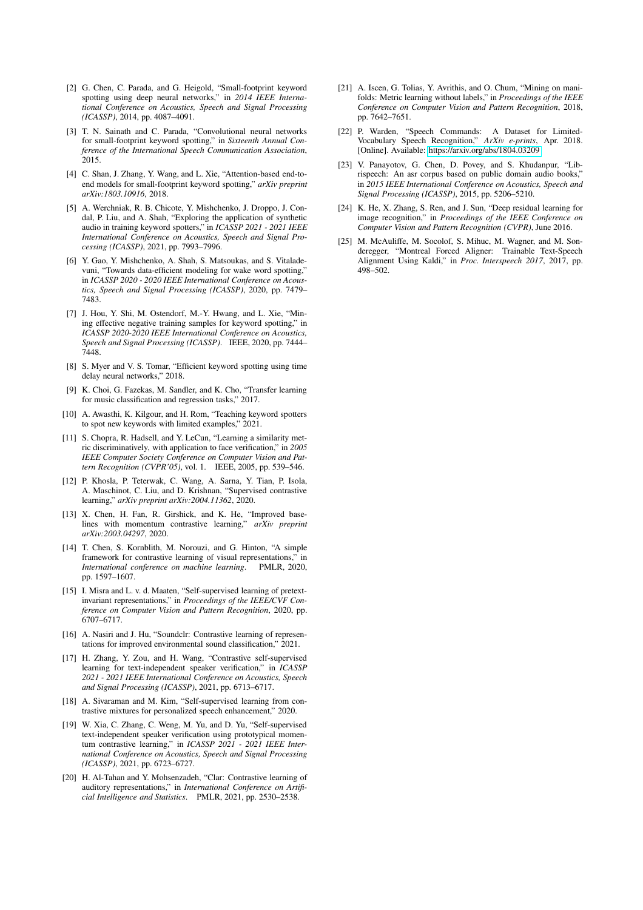[2] G. Chen, C. Parada, and G. Heigold, "Small-footprint keyword spotting using deep neural networks," in *2014 IEEE International Conference on Acoustics, Speech and Signal Processing (ICASSP)*, 2014, pp. 4087–4091.

[3] T. N. Sainath and C. Parada, "Convolutional neural networks for small-footprint keyword spotting," in *Sixteenth Annual Conference of the International Speech Communication Association*, 2015.

[4] C. Shan, J. Zhang, Y. Wang, and L. Xie, "Attention-based end-to-end models for small-footprint keyword spotting," *arXiv preprint arXiv:1803.10916*, 2018.

[5] A. Werchniak, R. B. Chicote, Y. Mishchenko, J. Droppo, J. Condal, P. Liu, and A. Shah, "Exploring the application of synthetic audio in training keyword spotters," in *ICASSP 2021 - 2021 IEEE International Conference on Acoustics, Speech and Signal Processing (ICASSP)*, 2021, pp. 7993–7996.

[6] Y. Gao, Y. Mishchenko, A. Shah, S. Matsoukas, and S. Vitaladevuni, "Towards data-efficient modeling for wake word spotting," in *ICASSP 2020 - 2020 IEEE International Conference on Acoustics, Speech and Signal Processing (ICASSP)*, 2020, pp. 7479–7483.

[7] J. Hou, Y. Shi, M. Ostendorf, M.-Y. Hwang, and L. Xie, "Mining effective negative training samples for keyword spotting," in *ICASSP 2020-2020 IEEE International Conference on Acoustics, Speech and Signal Processing (ICASSP)*. IEEE, 2020, pp. 7444–7448.

[8] S. Myer and V. S. Tomar, "Efficient keyword spotting using time delay neural networks," 2018.

[9] K. Choi, G. Fazekas, M. Sandler, and K. Cho, "Transfer learning for music classification and regression tasks," 2017.

[10] A. Awasthi, K. Kilgour, and H. Rom, "Teaching keyword spotters to spot new keywords with limited examples," 2021.

[11] S. Chopra, R. Hadsell, and Y. LeCun, "Learning a similarity metric discriminatively, with application to face verification," in *2005 IEEE Computer Society Conference on Computer Vision and Pattern Recognition (CVPR'05)*, vol. 1. IEEE, 2005, pp. 539–546.

[12] P. Khosla, P. Teterwak, C. Wang, A. Sarna, Y. Tian, P. Isola, A. Maschinot, C. Liu, and D. Krishnan, "Supervised contrastive learning," *arXiv preprint arXiv:2004.11362*, 2020.

[13] X. Chen, H. Fan, R. Girshick, and K. He, "Improved baselines with momentum contrastive learning," *arXiv preprint arXiv:2003.04297*, 2020.

[14] T. Chen, S. Kornblith, M. Norouzi, and G. Hinton, "A simple framework for contrastive learning of visual representations," in *International conference on machine learning*. PMLR, 2020, pp. 1597–1607.

[15] I. Misra and L. v. d. Maaten, "Self-supervised learning of pretext-invariant representations," in *Proceedings of the IEEE/CVF Conference on Computer Vision and Pattern Recognition*, 2020, pp. 6707–6717.

[16] A. Nasiri and J. Hu, "Soundclr: Contrastive learning of representations for improved environmental sound classification," 2021.

[17] H. Zhang, Y. Zou, and H. Wang, "Contrastive self-supervised learning for text-independent speaker verification," in *ICASSP 2021 - 2021 IEEE International Conference on Acoustics, Speech and Signal Processing (ICASSP)*, 2021, pp. 6713–6717.

[18] A. Sivaraman and M. Kim, "Self-supervised learning from contrastive mixtures for personalized speech enhancement," 2020.

[19] W. Xia, C. Zhang, C. Weng, M. Yu, and D. Yu, "Self-supervised text-independent speaker verification using prototypical momentum contrastive learning," in *ICASSP 2021 - 2021 IEEE International Conference on Acoustics, Speech and Signal Processing (ICASSP)*, 2021, pp. 6723–6727.

[20] H. Al-Tahan and Y. Mohsenzadeh, "Clar: Contrastive learning of auditory representations," in *International Conference on Artificial Intelligence and Statistics*. PMLR, 2021, pp. 2530–2538.

[21] A. Iscen, G. Tolias, Y. Avrithis, and O. Chum, "Mining on manifolds: Metric learning without labels," in *Proceedings of the IEEE Conference on Computer Vision and Pattern Recognition*, 2018, pp. 7642–7651.

[22] P. Warden, "Speech Commands: A Dataset for Limited-Vocabulary Speech Recognition," *ArXiv e-prints*, Apr. 2018. [Online]. Available: https://arxiv.org/abs/1804.03209

[23] V. Panayotov, G. Chen, D. Povey, and S. Khudanpur, "Librispeech: An asr corpus based on public domain audio books," in *2015 IEEE International Conference on Acoustics, Speech and Signal Processing (ICASSP)*, 2015, pp. 5206–5210.

[24] K. He, X. Zhang, S. Ren, and J. Sun, "Deep residual learning for image recognition," in *Proceedings of the IEEE Conference on Computer Vision and Pattern Recognition (CVPR)*, June 2016.

[25] M. McAuliffe, M. Socolof, S. Mihuc, M. Wagner, and M. Sonderegger, "Montreal Forced Aligner: Trainable Text-Speech Alignment Using Kaldi," in *Proc. Interspeech 2017*, 2017, pp. 498–502.